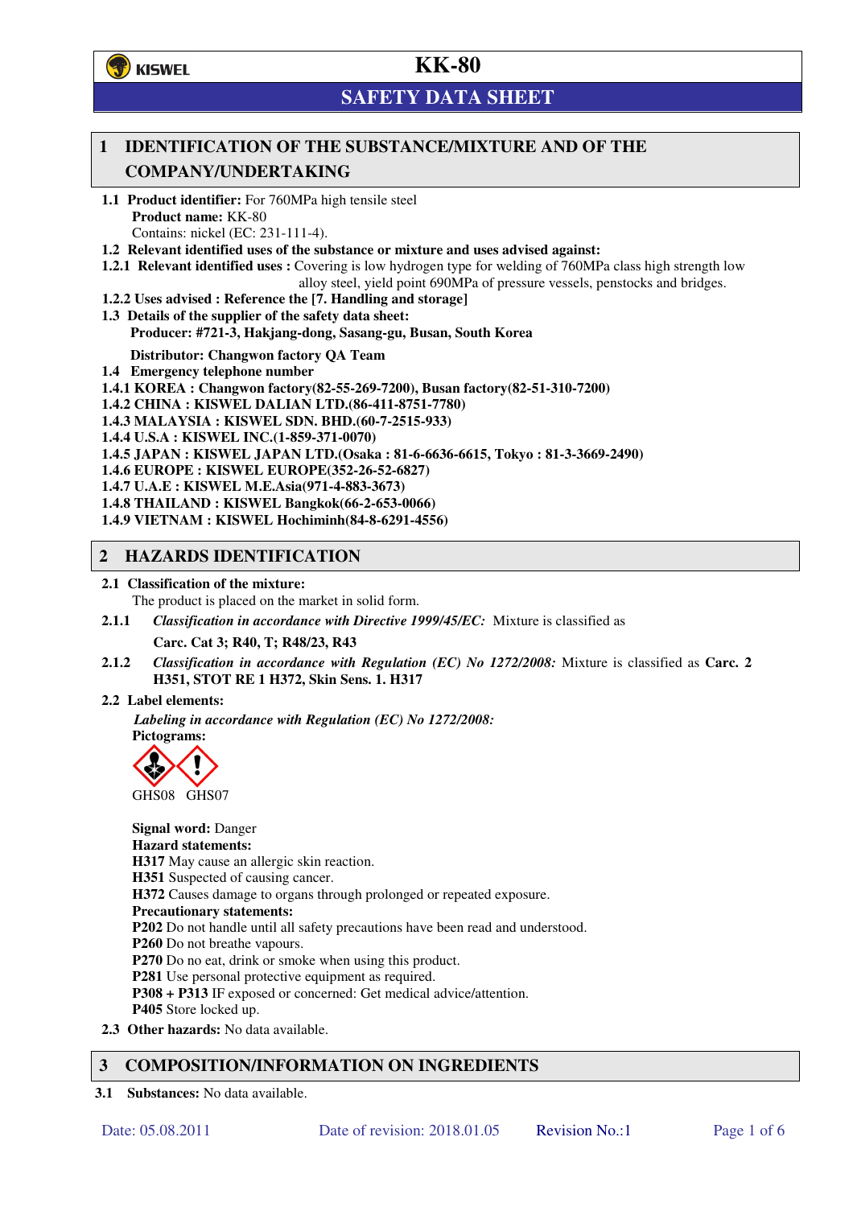KISWEL

# KK-80

## SAFETY DATA SHEET

## 1 IDENTIFICATION OF THE SUBSTANCE/MIXTURE AND OF THE COMPANY/UNDERTAKING

**1.1 Product identifier:** For 760MPa high tensile steel
**Product name:** KK-80
Contains: nickel (EC: 231-111-4).

**1.2 Relevant identified uses of the substance or mixture and uses advised against:**

**1.2.1 Relevant identified uses :** Covering is low hydrogen type for welding of 760MPa class high strength low alloy steel, yield point 690MPa of pressure vessels, penstocks and bridges.

**1.2.2 Uses advised : Reference the [7. Handling and storage]**

**1.3 Details of the supplier of the safety data sheet:**
**Producer: #721-3, Hakjang-dong, Sasang-gu, Busan, South Korea**

**Distributor: Changwon factory QA Team**

**1.4 Emergency telephone number**

**1.4.1 KOREA : Changwon factory(82-55-269-7200), Busan factory(82-51-310-7200)**
**1.4.2 CHINA : KISWEL DALIAN LTD.(86-411-8751-7780)**
**1.4.3 MALAYSIA : KISWEL SDN. BHD.(60-7-2515-933)**
**1.4.4 U.S.A : KISWEL INC.(1-859-371-0070)**
**1.4.5 JAPAN : KISWEL JAPAN LTD.(Osaka : 81-6-6636-6615, Tokyo : 81-3-3669-2490)**
**1.4.6 EUROPE : KISWEL EUROPE(352-26-52-6827)**
**1.4.7 U.A.E : KISWEL M.E.Asia(971-4-883-3673)**
**1.4.8 THAILAND : KISWEL Bangkok(66-2-653-0066)**
**1.4.9 VIETNAM : KISWEL Hochiminh(84-8-6291-4556)**

## 2 HAZARDS IDENTIFICATION

**2.1 Classification of the mixture:**
The product is placed on the market in solid form.

**2.1.1** *Classification in accordance with Directive 1999/45/EC:* Mixture is classified as

**Carc. Cat 3; R40, T; R48/23, R43**

**2.1.2** *Classification in accordance with Regulation (EC) No 1272/2008:* Mixture is classified as **Carc. 2 H351, STOT RE 1 H372, Skin Sens. 1. H317**

**2.2 Label elements:**

*Labeling in accordance with Regulation (EC) No 1272/2008:*

**Pictograms:**

GHS08 GHS07

**Signal word:** Danger

**Hazard statements:**

**H317** May cause an allergic skin reaction.
**H351** Suspected of causing cancer.
**H372** Causes damage to organs through prolonged or repeated exposure.

**Precautionary statements:**

**P202** Do not handle until all safety precautions have been read and understood.
**P260** Do not breathe vapours.
**P270** Do no eat, drink or smoke when using this product.
**P281** Use personal protective equipment as required.
**P308 + P313** IF exposed or concerned: Get medical advice/attention.
**P405** Store locked up.

**2.3 Other hazards:** No data available.

## 3 COMPOSITION/INFORMATION ON INGREDIENTS

**3.1 Substances:** No data available.

Date: 05.08.2011 Date of revision: 2018.01.05 Revision No.:1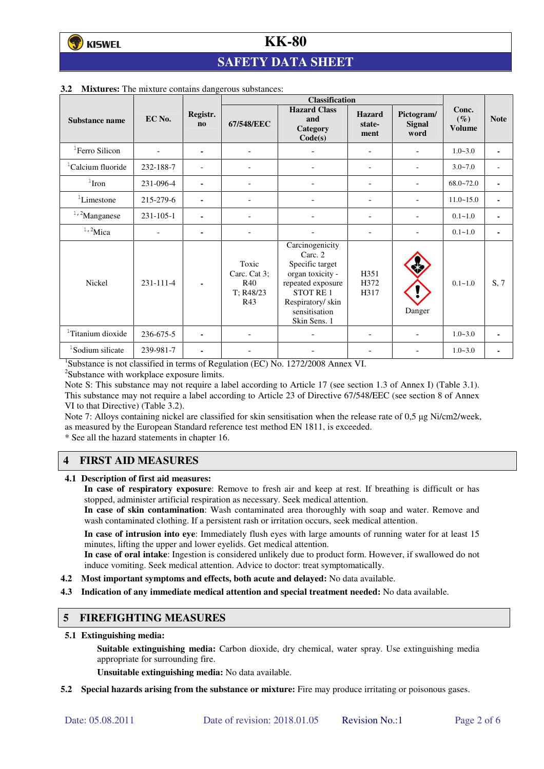**3.2 Mixtures:** The mixture contains dangerous substances:

| Substance name | EC No. | Registr. no | Classification | | | | Conc. (%) Volume | Note |
|---|---|---|---|---|---|---|---|---|
| | | | 67/548/EEC | Hazard Class and Category Code(s) | Hazard statement | Pictogram/ Signal word | | |
| [1]Ferro Silicon | - | - | - | - | - | - | 1.0~3.0 | - |
| [1]Calcium fluoride | 232-188-7 | - | - | - | - | - | 3.0~7.0 | - |
| [1]Iron | 231-096-4 | - | - | - | - | - | 68.0~72.0 | - |
| [1]Limestone | 215-279-6 | - | - | - | - | - | 11.0~15.0 | - |
| [1,2]Manganese | 231-105-1 | - | - | - | - | - | 0.1~1.0 | - |
| [1,2]Mica | - | - | - | - | - | - | 0.1~1.0 | - |
| Nickel | 231-111-4 | - | Toxic Carc. Cat 3; R40 T; R48/23 R43 | Carcinogenicity Carc. 2 Specific target organ toxicity - repeated exposure STOT RE 1 Respiratory/ skin sensitisation Skin Sens. 1 | H351 H372 H317 | Danger | 0.1~1.0 | S, 7 |
| [1]Titanium dioxide | 236-675-5 | - | - | - | - | - | 1.0~3.0 | - |
| [1]Sodium silicate | 239-981-7 | - | - | - | - | - | 1.0~3.0 | - |

[1]Substance is not classified in terms of Regulation (EC) No. 1272/2008 Annex VI.
[2]Substance with workplace exposure limits.
Note S: This substance may not require a label according to Article 17 (see section 1.3 of Annex I) (Table 3.1). This substance may not require a label according to Article 23 of Directive 67/548/EEC (see section 8 of Annex VI to that Directive) (Table 3.2).
Note 7: Alloys containing nickel are classified for skin sensitisation when the release rate of 0,5 µg Ni/cm2/week, as measured by the European Standard reference test method EN 1811, is exceeded.
* See all the hazard statements in chapter 16.

## 4 FIRST AID MEASURES

**4.1 Description of first aid measures:**

**In case of respiratory exposure**: Remove to fresh air and keep at rest. If breathing is difficult or has stopped, administer artificial respiration as necessary. Seek medical attention.
**In case of skin contamination**: Wash contaminated area thoroughly with soap and water. Remove and wash contaminated clothing. If a persistent rash or irritation occurs, seek medical attention.

**In case of intrusion into eye**: Immediately flush eyes with large amounts of running water for at least 15 minutes, lifting the upper and lower eyelids. Get medical attention.
**In case of oral intake**: Ingestion is considered unlikely due to product form. However, if swallowed do not induce vomiting. Seek medical attention. Advice to doctor: treat symptomatically.

**4.2 Most important symptoms and effects, both acute and delayed:** No data available.

**4.3 Indication of any immediate medical attention and special treatment needed:** No data available.

## 5 FIREFIGHTING MEASURES

**5.1 Extinguishing media:**

**Suitable extinguishing media:** Carbon dioxide, dry chemical, water spray. Use extinguishing media appropriate for surrounding fire.

**Unsuitable extinguishing media:** No data available.

**5.2 Special hazards arising from the substance or mixture:** Fire may produce irritating or poisonous gases.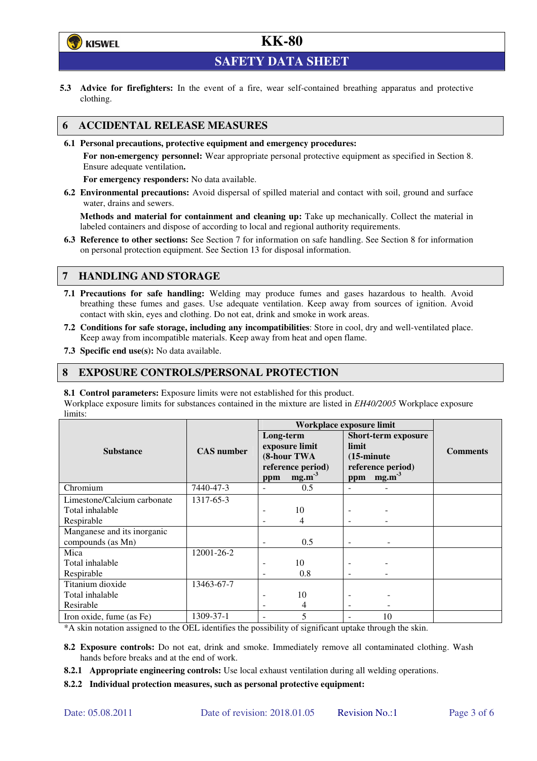**5.3 Advice for firefighters:** In the event of a fire, wear self-contained breathing apparatus and protective clothing.

## 6 ACCIDENTAL RELEASE MEASURES

**6.1 Personal precautions, protective equipment and emergency procedures:**

**For non-emergency personnel:** Wear appropriate personal protective equipment as specified in Section 8. Ensure adequate ventilation**.**

**For emergency responders:** No data available.

**6.2 Environmental precautions:** Avoid dispersal of spilled material and contact with soil, ground and surface water, drains and sewers.

**Methods and material for containment and cleaning up:** Take up mechanically. Collect the material in labeled containers and dispose of according to local and regional authority requirements.

**6.3 Reference to other sections:** See Section 7 for information on safe handling. See Section 8 for information on personal protection equipment. See Section 13 for disposal information.

## 7 HANDLING AND STORAGE

**7.1 Precautions for safe handling:** Welding may produce fumes and gases hazardous to health. Avoid breathing these fumes and gases. Use adequate ventilation. Keep away from sources of ignition. Avoid contact with skin, eyes and clothing. Do not eat, drink and smoke in work areas.

**7.2 Conditions for safe storage, including any incompatibilities**: Store in cool, dry and well-ventilated place. Keep away from incompatible materials. Keep away from heat and open flame.

**7.3 Specific end use(s):** No data available.

## 8 EXPOSURE CONTROLS/PERSONAL PROTECTION

**8.1 Control parameters:** Exposure limits were not established for this product.
Workplace exposure limits for substances contained in the mixture are listed in *EH40/2005* Workplace exposure limits:

| Substance | CAS number | Workplace exposure limit | | | | Comments |
|---|---|---|---|---|---|---|
| | | Long-term exposure limit (8-hour TWA reference period) | | Short-term exposure limit (15-minute reference period) | | |
| | | ppm | $mg.m^{-3}$ | ppm | $mg.m^{-3}$ | |
| Chromium | 7440-47-3 | - | 0.5 | - | - | |
| Limestone/Calcium carbonate | 1317-65-3 | | | | | |
| Total inhalable | | - | 10 | - | - | |
| Respirable | | - | 4 | - | - | |
| Manganese and its inorganic compounds (as Mn) | | - | 0.5 | - | - | |
| Mica | 12001-26-2 | | | | | |
| Total inhalable | | - | 10 | - | - | |
| Respirable | | - | 0.8 | - | - | |
| Titanium dioxide | 13463-67-7 | | | | | |
| Total inhalable | | - | 10 | - | - | |
| Resirable | | - | 4 | - | - | |
| Iron oxide, fume (as Fe) | 1309-37-1 | - | 5 | - | 10 | |

*A skin notation assigned to the OEL identifies the possibility of significant uptake through the skin.

**8.2 Exposure controls:** Do not eat, drink and smoke. Immediately remove all contaminated clothing. Wash hands before breaks and at the end of work.

**8.2.1 Appropriate engineering controls:** Use local exhaust ventilation during all welding operations.

**8.2.2 Individual protection measures, such as personal protective equipment:**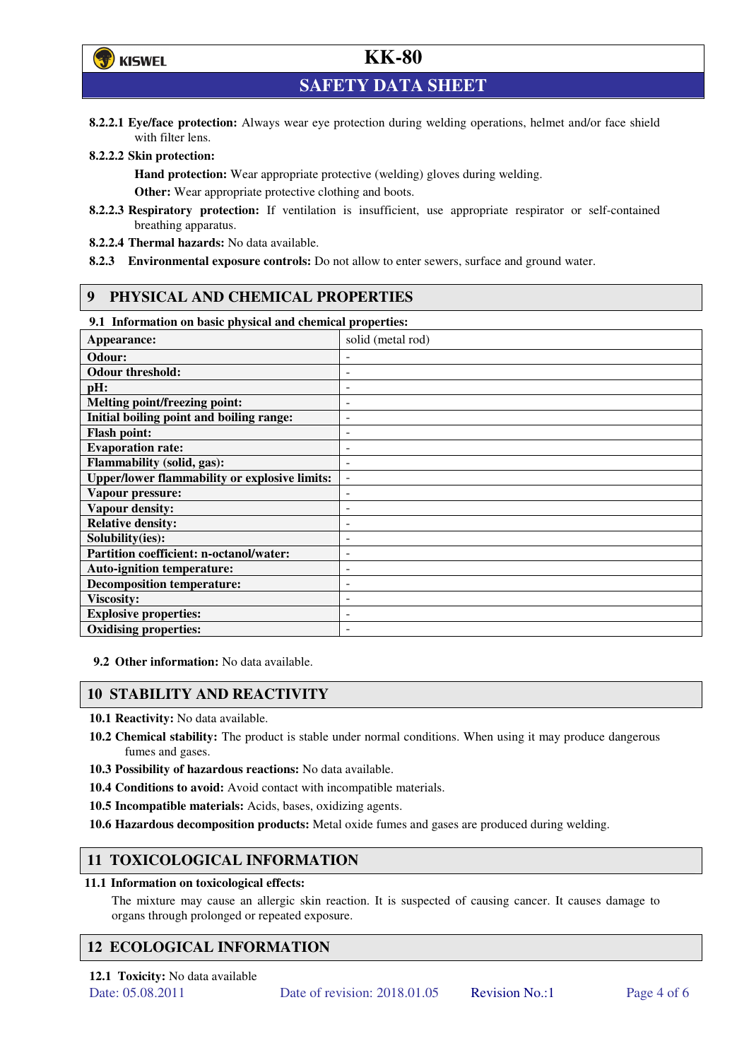**8.2.2.1 Eye/face protection:** Always wear eye protection during welding operations, helmet and/or face shield with filter lens.

**8.2.2.2 Skin protection:**

**Hand protection:** Wear appropriate protective (welding) gloves during welding.

**Other:** Wear appropriate protective clothing and boots.

**8.2.2.3 Respiratory protection:** If ventilation is insufficient, use appropriate respirator or self-contained breathing apparatus.

**8.2.2.4 Thermal hazards:** No data available.

**8.2.3 Environmental exposure controls:** Do not allow to enter sewers, surface and ground water.

## 9 PHYSICAL AND CHEMICAL PROPERTIES

**9.1 Information on basic physical and chemical properties:**

| **Appearance:** | solid (metal rod) |
|---|---|
| **Odour:** | - |
| **Odour threshold:** | - |
| **pH:** | - |
| **Melting point/freezing point:** | - |
| **Initial boiling point and boiling range:** | - |
| **Flash point:** | - |
| **Evaporation rate:** | - |
| **Flammability (solid, gas):** | - |
| **Upper/lower flammability or explosive limits:** | - |
| **Vapour pressure:** | - |
| **Vapour density:** | - |
| **Relative density:** | - |
| **Solubility(ies):** | - |
| **Partition coefficient: n-octanol/water:** | - |
| **Auto-ignition temperature:** | - |
| **Decomposition temperature:** | - |
| **Viscosity:** | - |
| **Explosive properties:** | - |
| **Oxidising properties:** | - |

**9.2 Other information:** No data available.

## 10 STABILITY AND REACTIVITY

**10.1 Reactivity:** No data available.

**10.2 Chemical stability:** The product is stable under normal conditions. When using it may produce dangerous fumes and gases.

**10.3 Possibility of hazardous reactions:** No data available.

**10.4 Conditions to avoid:** Avoid contact with incompatible materials.

**10.5 Incompatible materials:** Acids, bases, oxidizing agents.

**10.6 Hazardous decomposition products:** Metal oxide fumes and gases are produced during welding.

## 11 TOXICOLOGICAL INFORMATION

**11.1 Information on toxicological effects:**

The mixture may cause an allergic skin reaction. It is suspected of causing cancer. It causes damage to organs through prolonged or repeated exposure.

## 12 ECOLOGICAL INFORMATION

**12.1 Toxicity:** No data available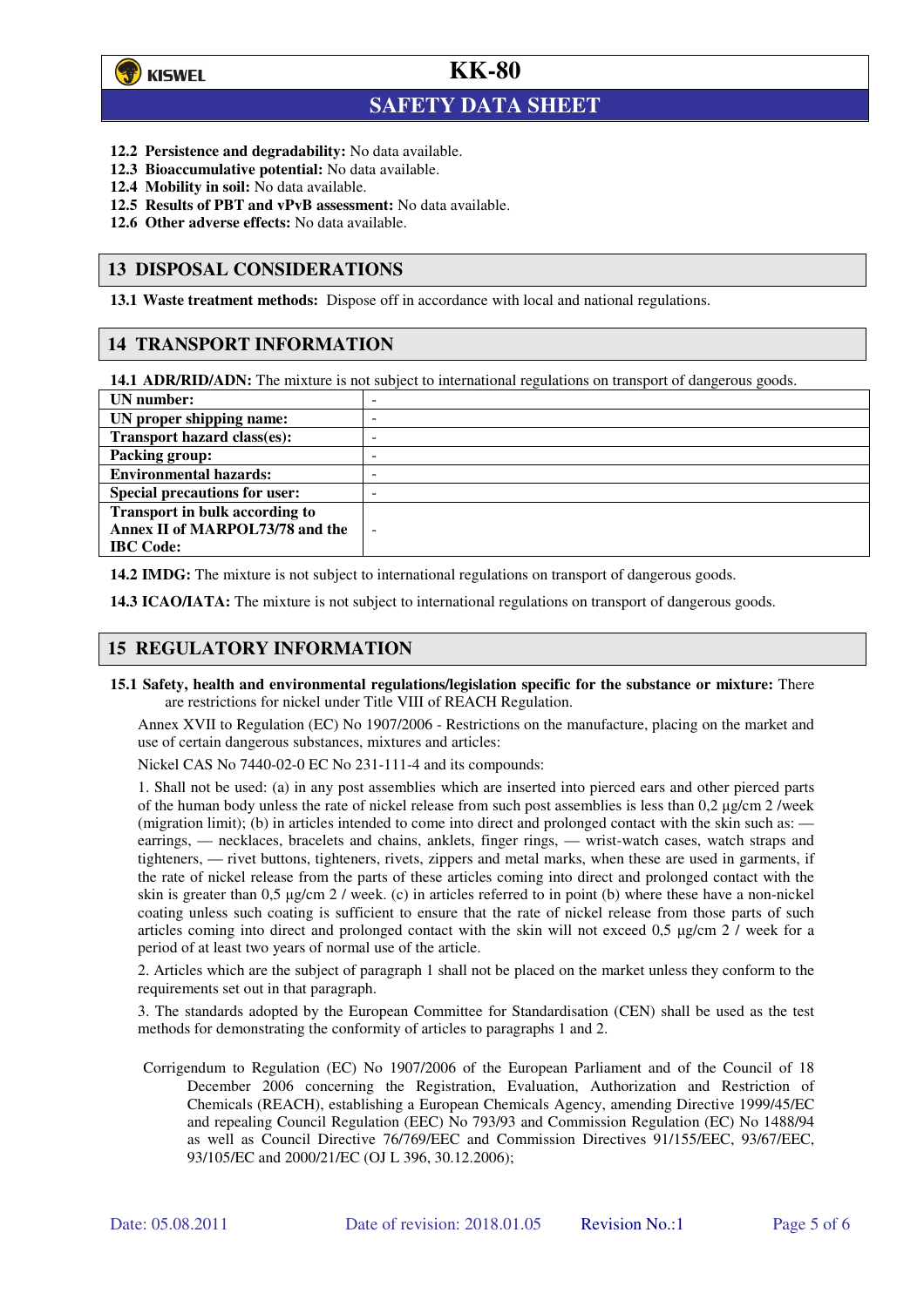**12.2 Persistence and degradability:** No data available.
**12.3 Bioaccumulative potential:** No data available.
**12.4 Mobility in soil:** No data available.
**12.5 Results of PBT and vPvB assessment:** No data available.
**12.6 Other adverse effects:** No data available.

## 13 DISPOSAL CONSIDERATIONS

**13.1 Waste treatment methods:** Dispose off in accordance with local and national regulations.

## 14 TRANSPORT INFORMATION

**14.1 ADR/RID/ADN:** The mixture is not subject to international regulations on transport of dangerous goods.

| | |
|---|---|
| **UN number:** | - |
| **UN proper shipping name:** | - |
| **Transport hazard class(es):** | - |
| **Packing group:** | - |
| **Environmental hazards:** | - |
| **Special precautions for user:** | - |
| **Transport in bulk according to Annex II of MARPOL73/78 and the IBC Code:** | - |

**14.2 IMDG:** The mixture is not subject to international regulations on transport of dangerous goods.

**14.3 ICAO/IATA:** The mixture is not subject to international regulations on transport of dangerous goods.

## 15 REGULATORY INFORMATION

**15.1 Safety, health and environmental regulations/legislation specific for the substance or mixture:** There are restrictions for nickel under Title VIII of REACH Regulation.

Annex XVII to Regulation (EC) No 1907/2006 - Restrictions on the manufacture, placing on the market and use of certain dangerous substances, mixtures and articles:

Nickel CAS No 7440-02-0 EC No 231-111-4 and its compounds:

1. Shall not be used: (a) in any post assemblies which are inserted into pierced ears and other pierced parts of the human body unless the rate of nickel release from such post assemblies is less than 0,2 µg/cm 2 /week (migration limit); (b) in articles intended to come into direct and prolonged contact with the skin such as: — earrings, — necklaces, bracelets and chains, anklets, finger rings, — wrist-watch cases, watch straps and tighteners, — rivet buttons, tighteners, rivets, zippers and metal marks, when these are used in garments, if the rate of nickel release from the parts of these articles coming into direct and prolonged contact with the skin is greater than 0,5 µg/cm 2 / week. (c) in articles referred to in point (b) where these have a non-nickel coating unless such coating is sufficient to ensure that the rate of nickel release from those parts of such articles coming into direct and prolonged contact with the skin will not exceed 0,5 µg/cm 2 / week for a period of at least two years of normal use of the article.

2. Articles which are the subject of paragraph 1 shall not be placed on the market unless they conform to the requirements set out in that paragraph.

3. The standards adopted by the European Committee for Standardisation (CEN) shall be used as the test methods for demonstrating the conformity of articles to paragraphs 1 and 2.

Corrigendum to Regulation (EC) No 1907/2006 of the European Parliament and of the Council of 18 December 2006 concerning the Registration, Evaluation, Authorization and Restriction of Chemicals (REACH), establishing a European Chemicals Agency, amending Directive 1999/45/EC and repealing Council Regulation (EEC) No 793/93 and Commission Regulation (EC) No 1488/94 as well as Council Directive 76/769/EEC and Commission Directives 91/155/EEC, 93/67/EEC, 93/105/EC and 2000/21/EC (OJ L 396, 30.12.2006);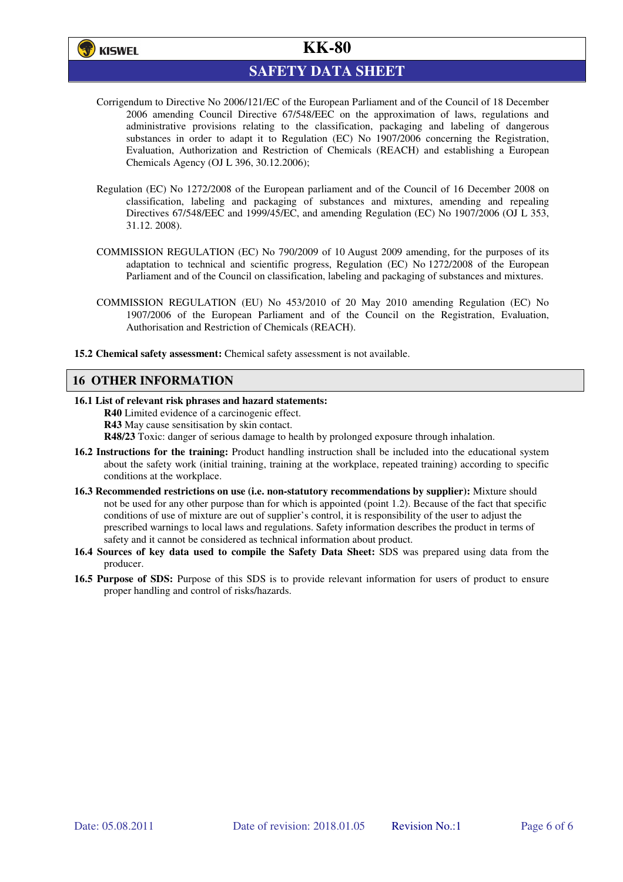Corrigendum to Directive No 2006/121/EC of the European Parliament and of the Council of 18 December 2006 amending Council Directive 67/548/EEC on the approximation of laws, regulations and administrative provisions relating to the classification, packaging and labeling of dangerous substances in order to adapt it to Regulation (EC) No 1907/2006 concerning the Registration, Evaluation, Authorization and Restriction of Chemicals (REACH) and establishing a European Chemicals Agency (OJ L 396, 30.12.2006);

Regulation (EC) No 1272/2008 of the European parliament and of the Council of 16 December 2008 on classification, labeling and packaging of substances and mixtures, amending and repealing Directives 67/548/EEC and 1999/45/EC, and amending Regulation (EC) No 1907/2006 (OJ L 353, 31.12. 2008).

COMMISSION REGULATION (EC) No 790/2009 of 10 August 2009 amending, for the purposes of its adaptation to technical and scientific progress, Regulation (EC) No 1272/2008 of the European Parliament and of the Council on classification, labeling and packaging of substances and mixtures.

COMMISSION REGULATION (EU) No 453/2010 of 20 May 2010 amending Regulation (EC) No 1907/2006 of the European Parliament and of the Council on the Registration, Evaluation, Authorisation and Restriction of Chemicals (REACH).

**15.2 Chemical safety assessment:** Chemical safety assessment is not available.

## 16 OTHER INFORMATION

**16.1 List of relevant risk phrases and hazard statements:**

**R40** Limited evidence of a carcinogenic effect.
**R43** May cause sensitisation by skin contact.
**R48/23** Toxic: danger of serious damage to health by prolonged exposure through inhalation.

**16.2 Instructions for the training:** Product handling instruction shall be included into the educational system about the safety work (initial training, training at the workplace, repeated training) according to specific conditions at the workplace.

**16.3 Recommended restrictions on use (i.e. non-statutory recommendations by supplier):** Mixture should not be used for any other purpose than for which is appointed (point 1.2). Because of the fact that specific conditions of use of mixture are out of supplier's control, it is responsibility of the user to adjust the prescribed warnings to local laws and regulations. Safety information describes the product in terms of safety and it cannot be considered as technical information about product.

**16.4 Sources of key data used to compile the Safety Data Sheet:** SDS was prepared using data from the producer.

**16.5 Purpose of SDS:** Purpose of this SDS is to provide relevant information for users of product to ensure proper handling and control of risks/hazards.